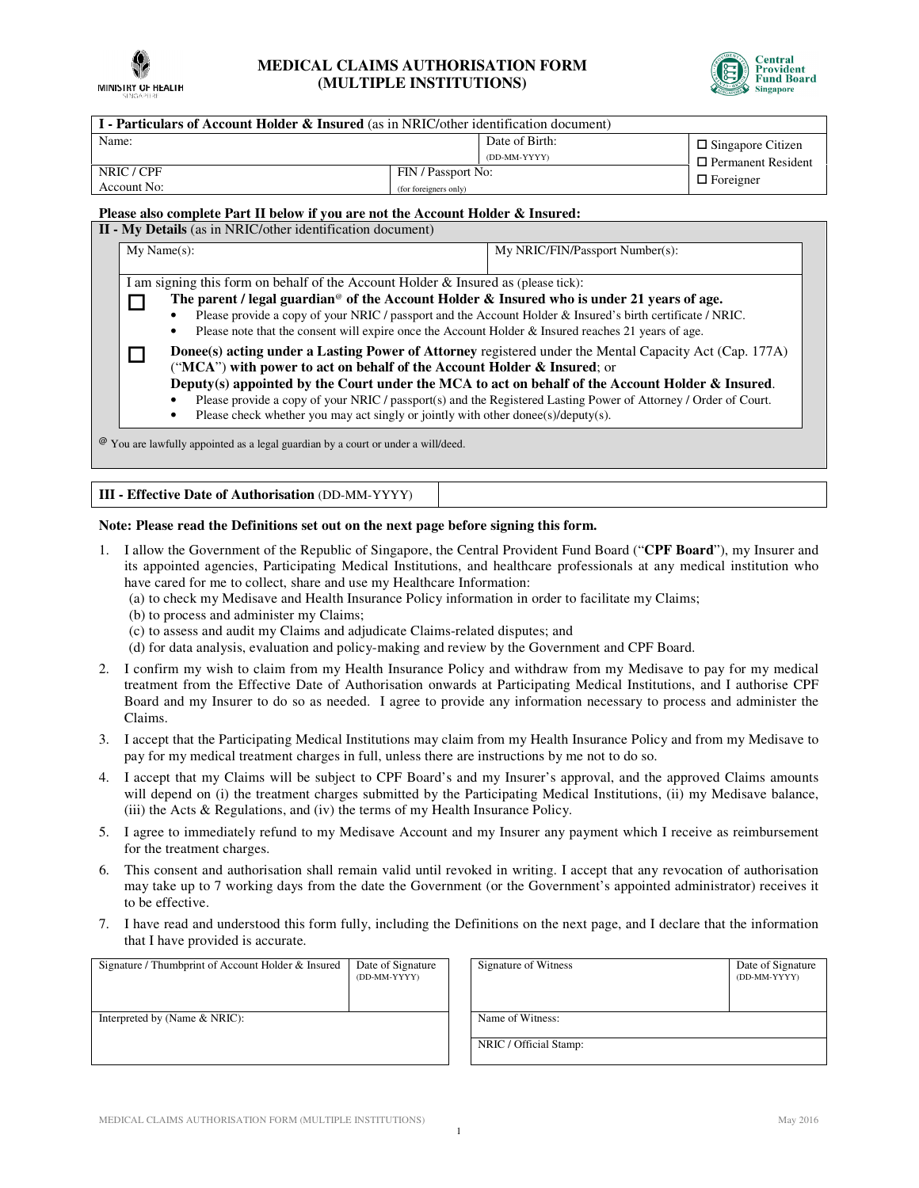# MEDICAL CLAIMS AUTHORISATION FORM (MULTIPLE INSTITUTIONS)

MINISTRY OF HEALTH SINGAPORE

Central Provident Fund Board Singapore

| **I - Particulars of Account Holder & Insured** (as in NRIC/other identification document) | | |
|---|---|---|
| Name: | Date of Birth: (DD-MM-YYYY) | ☐ Singapore Citizen<br>☐ Permanent Resident<br>☐ Foreigner |
| NRIC / CPF Account No: | FIN / Passport No: (for foreigners only) | |

**Please also complete Part II below if you are not the Account Holder & Insured:**

**II - My Details** (as in NRIC/other identification document)

| My Name(s): | My NRIC/FIN/Passport Number(s): |
|---|---|
| | |

I am signing this form on behalf of the Account Holder & Insured as (please tick):

☐ **The parent / legal guardian[@] of the Account Holder & Insured who is under 21 years of age.**
- Please provide a copy of your NRIC / passport and the Account Holder & Insured's birth certificate / NRIC.
- Please note that the consent will expire once the Account Holder & Insured reaches 21 years of age.

☐ **Donee(s) acting under a Lasting Power of Attorney** registered under the Mental Capacity Act (Cap. 177A) ("**MCA**") **with power to act on behalf of the Account Holder & Insured**; or
**Deputy(s) appointed by the Court under the MCA to act on behalf of the Account Holder & Insured**.
- Please provide a copy of your NRIC / passport(s) and the Registered Lasting Power of Attorney / Order of Court.
- Please check whether you may act singly or jointly with other donee(s)/deputy(s).

[@] You are lawfully appointed as a legal guardian by a court or under a will/deed.

| **III - Effective Date of Authorisation** (DD-MM-YYYY) | |
|---|---|

**Note: Please read the Definitions set out on the next page before signing this form.**

1. I allow the Government of the Republic of Singapore, the Central Provident Fund Board ("**CPF Board**"), my Insurer and its appointed agencies, Participating Medical Institutions, and healthcare professionals at any medical institution who have cared for me to collect, share and use my Healthcare Information:
   (a) to check my Medisave and Health Insurance Policy information in order to facilitate my Claims;
   (b) to process and administer my Claims;
   (c) to assess and audit my Claims and adjudicate Claims-related disputes; and
   (d) for data analysis, evaluation and policy-making and review by the Government and CPF Board.
2. I confirm my wish to claim from my Health Insurance Policy and withdraw from my Medisave to pay for my medical treatment from the Effective Date of Authorisation onwards at Participating Medical Institutions, and I authorise CPF Board and my Insurer to do so as needed. I agree to provide any information necessary to process and administer the Claims.
3. I accept that the Participating Medical Institutions may claim from my Health Insurance Policy and from my Medisave to pay for my medical treatment charges in full, unless there are instructions by me not to do so.
4. I accept that my Claims will be subject to CPF Board's and my Insurer's approval, and the approved Claims amounts will depend on (i) the treatment charges submitted by the Participating Medical Institutions, (ii) my Medisave balance, (iii) the Acts & Regulations, and (iv) the terms of my Health Insurance Policy.
5. I agree to immediately refund to my Medisave Account and my Insurer any payment which I receive as reimbursement for the treatment charges.
6. This consent and authorisation shall remain valid until revoked in writing. I accept that any revocation of authorisation may take up to 7 working days from the date the Government (or the Government's appointed administrator) receives it to be effective.
7. I have read and understood this form fully, including the Definitions on the next page, and I declare that the information that I have provided is accurate.

| Signature / Thumbprint of Account Holder & Insured | Date of Signature (DD-MM-YYYY) |
|---|---|
| Interpreted by (Name & NRIC): | |

| Signature of Witness | Date of Signature (DD-MM-YYYY) |
|---|---|
| Name of Witness: | |
| NRIC / Official Stamp: | |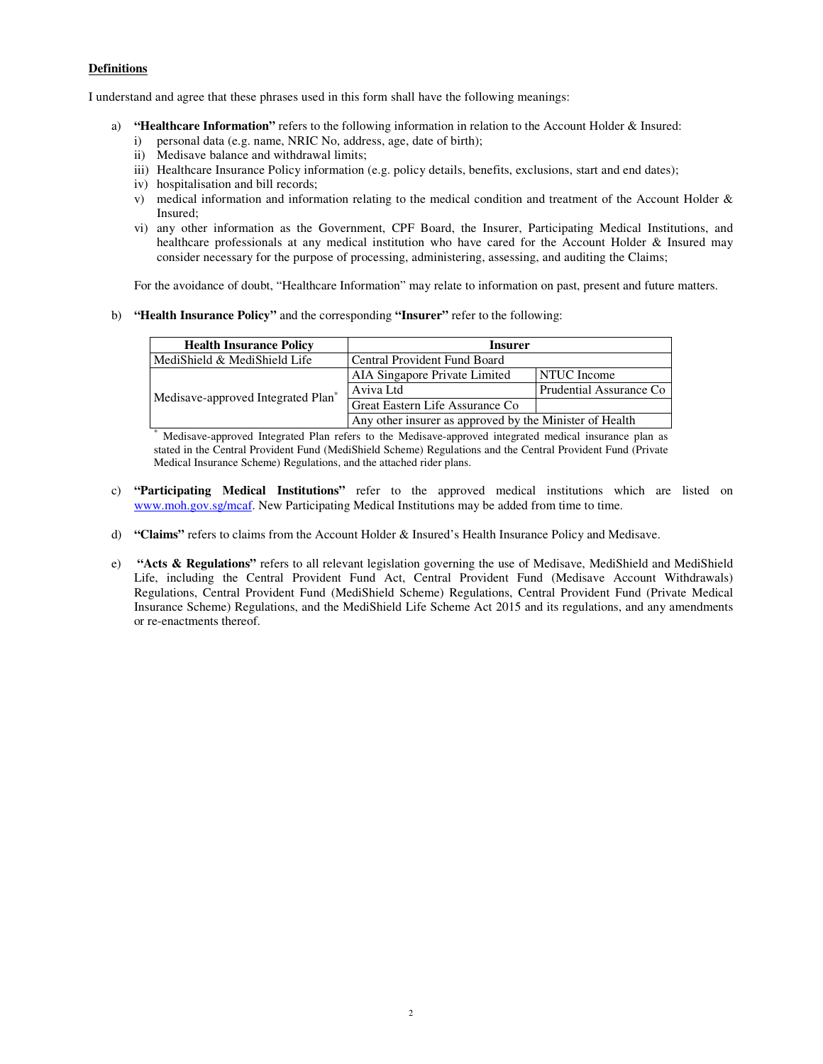**Definitions**

I understand and agree that these phrases used in this form shall have the following meanings:

a) **"Healthcare Information"** refers to the following information in relation to the Account Holder & Insured:
   i) personal data (e.g. name, NRIC No, address, age, date of birth);
   ii) Medisave balance and withdrawal limits;
   iii) Healthcare Insurance Policy information (e.g. policy details, benefits, exclusions, start and end dates);
   iv) hospitalisation and bill records;
   v) medical information and information relating to the medical condition and treatment of the Account Holder & Insured;
   vi) any other information as the Government, CPF Board, the Insurer, Participating Medical Institutions, and healthcare professionals at any medical institution who have cared for the Account Holder & Insured may consider necessary for the purpose of processing, administering, assessing, and auditing the Claims;

   For the avoidance of doubt, "Healthcare Information" may relate to information on past, present and future matters.

b) **"Health Insurance Policy"** and the corresponding **"Insurer"** refer to the following:

| Health Insurance Policy | Insurer | |
|---|---|---|
| MediShield & MediShield Life | Central Provident Fund Board | |
| Medisave-approved Integrated Plan* | AIA Singapore Private Limited | NTUC Income |
| | Aviva Ltd | Prudential Assurance Co |
| | Great Eastern Life Assurance Co | |
| | Any other insurer as approved by the Minister of Health | |

\* Medisave-approved Integrated Plan refers to the Medisave-approved integrated medical insurance plan as stated in the Central Provident Fund (MediShield Scheme) Regulations and the Central Provident Fund (Private Medical Insurance Scheme) Regulations, and the attached rider plans.

c) **"Participating Medical Institutions"** refer to the approved medical institutions which are listed on www.moh.gov.sg/mcaf. New Participating Medical Institutions may be added from time to time.

d) **"Claims"** refers to claims from the Account Holder & Insured's Health Insurance Policy and Medisave.

e) **"Acts & Regulations"** refers to all relevant legislation governing the use of Medisave, MediShield and MediShield Life, including the Central Provident Fund Act, Central Provident Fund (Medisave Account Withdrawals) Regulations, Central Provident Fund (MediShield Scheme) Regulations, Central Provident Fund (Private Medical Insurance Scheme) Regulations, and the MediShield Life Scheme Act 2015 and its regulations, and any amendments or re-enactments thereof.